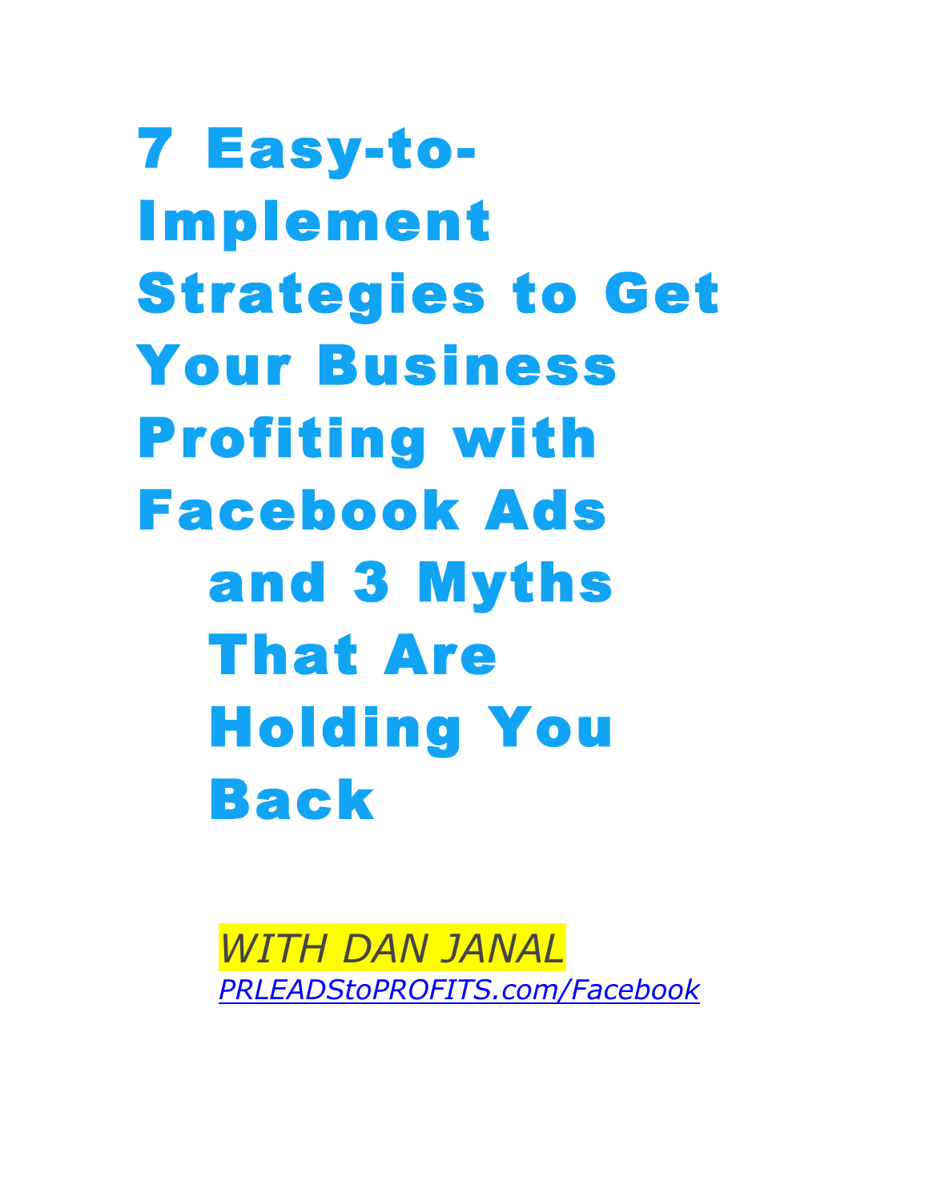# 7 Easy-to-Implement Strategies to Get Your Business Profiting with Facebook Ads and 3 Myths That Are Holding You Back

*WITH DAN JANAL*

*PRLEADStoPROFITS.com/Facebook*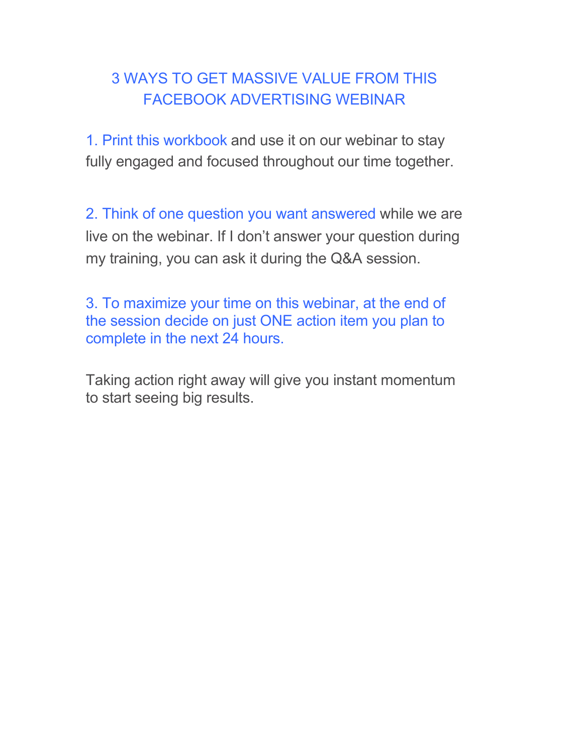# 3 WAYS TO GET MASSIVE VALUE FROM THIS FACEBOOK ADVERTISING WEBINAR

1. Print this workbook and use it on our webinar to stay fully engaged and focused throughout our time together.

2. Think of one question you want answered while we are live on the webinar. If I don't answer your question during my training, you can ask it during the Q&A session.

3. To maximize your time on this webinar, at the end of the session decide on just ONE action item you plan to complete in the next 24 hours.

Taking action right away will give you instant momentum to start seeing big results.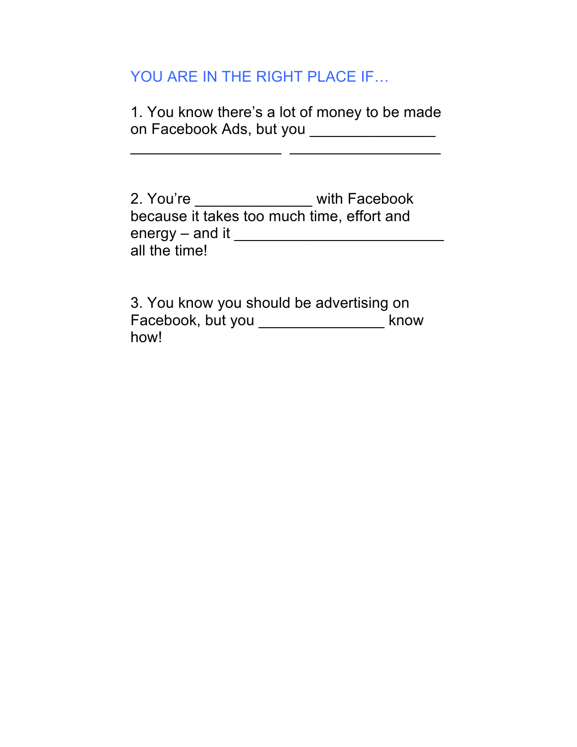## YOU ARE IN THE RIGHT PLACE IF…

1. You know there's a lot of money to be made on Facebook Ads, but you _______________ ___________________ ___________________

2. You're ______________ with Facebook because it takes too much time, effort and energy – and it _________________________ all the time!

3. You know you should be advertising on Facebook, but you _______________ know how!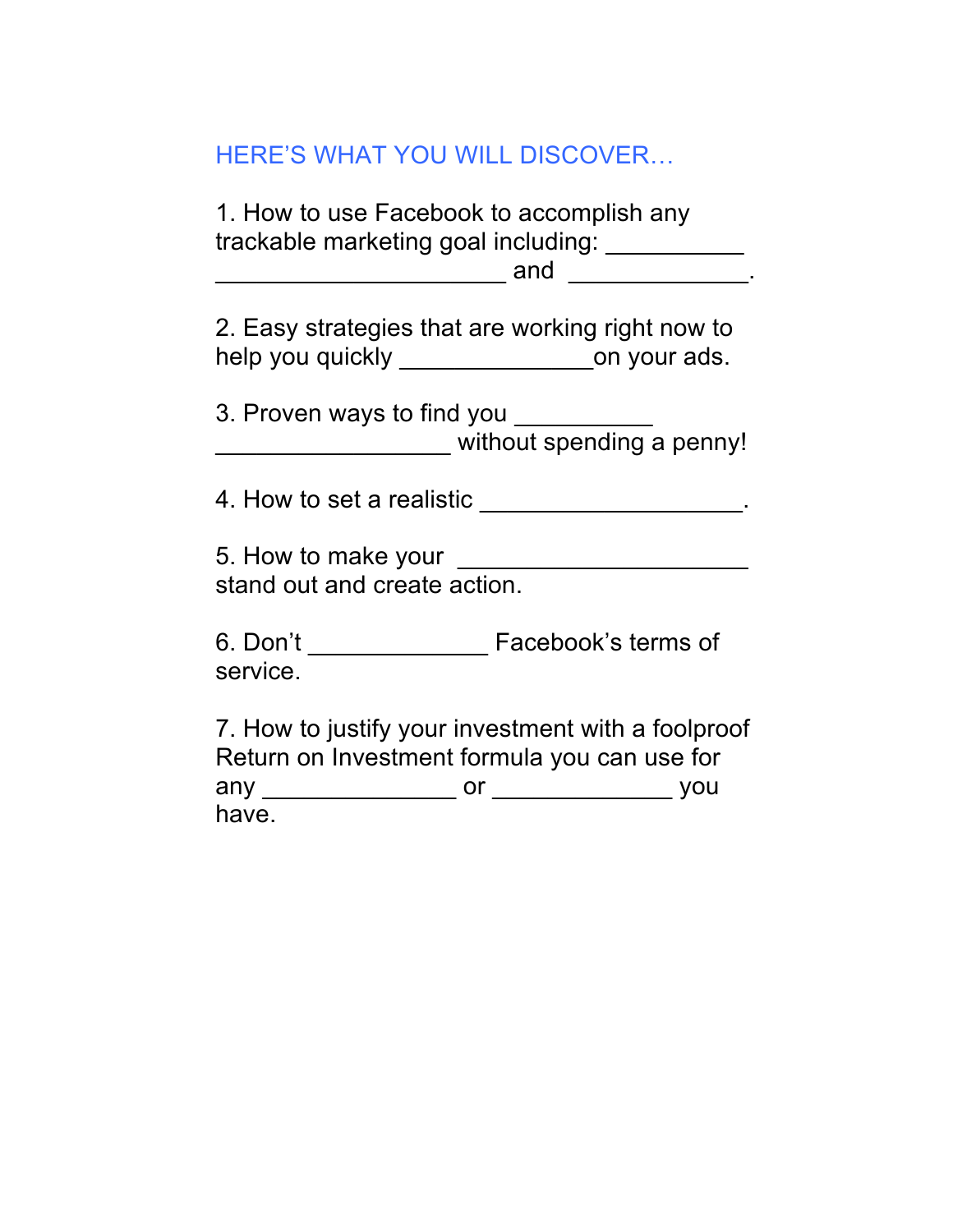## HERE'S WHAT YOU WILL DISCOVER…

1. How to use Facebook to accomplish any trackable marketing goal including: ______________________________ and _____________.

2. Easy strategies that are working right now to help you quickly ______________on your ads.

3. Proven ways to find you ____________________________ without spending a penny!

4. How to set a realistic ___________________.

5. How to make your _____________________ stand out and create action.

6. Don't _____________ Facebook's terms of service.

7. How to justify your investment with a foolproof Return on Investment formula you can use for any ______________ or _____________ you have.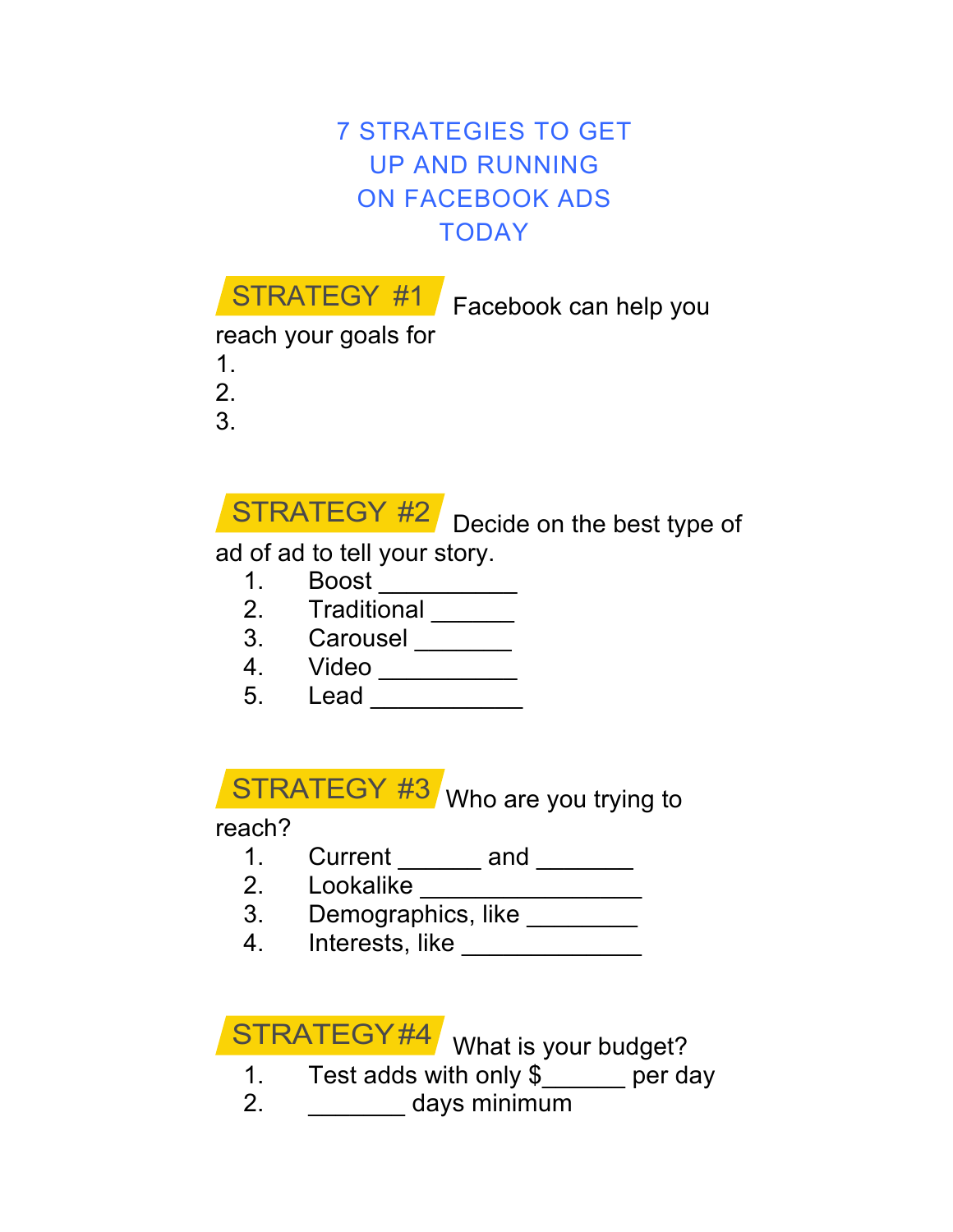# 7 STRATEGIES TO GET UP AND RUNNING ON FACEBOOK ADS TODAY

**STRATEGY #1** Facebook can help you reach your goals for

1.
2.
3.

**STRATEGY #2** Decide on the best type of ad of ad to tell your story.

1. Boost __________
2. Traditional ______
3. Carousel _______
4. Video __________
5. Lead ___________

**STRATEGY #3** Who are you trying to reach?

1. Current ______ and _______
2. Lookalike ________________
3. Demographics, like ________
4. Interests, like _____________

**STRATEGY #4** What is your budget?

1. Test adds with only $______ per day
2. _______ days minimum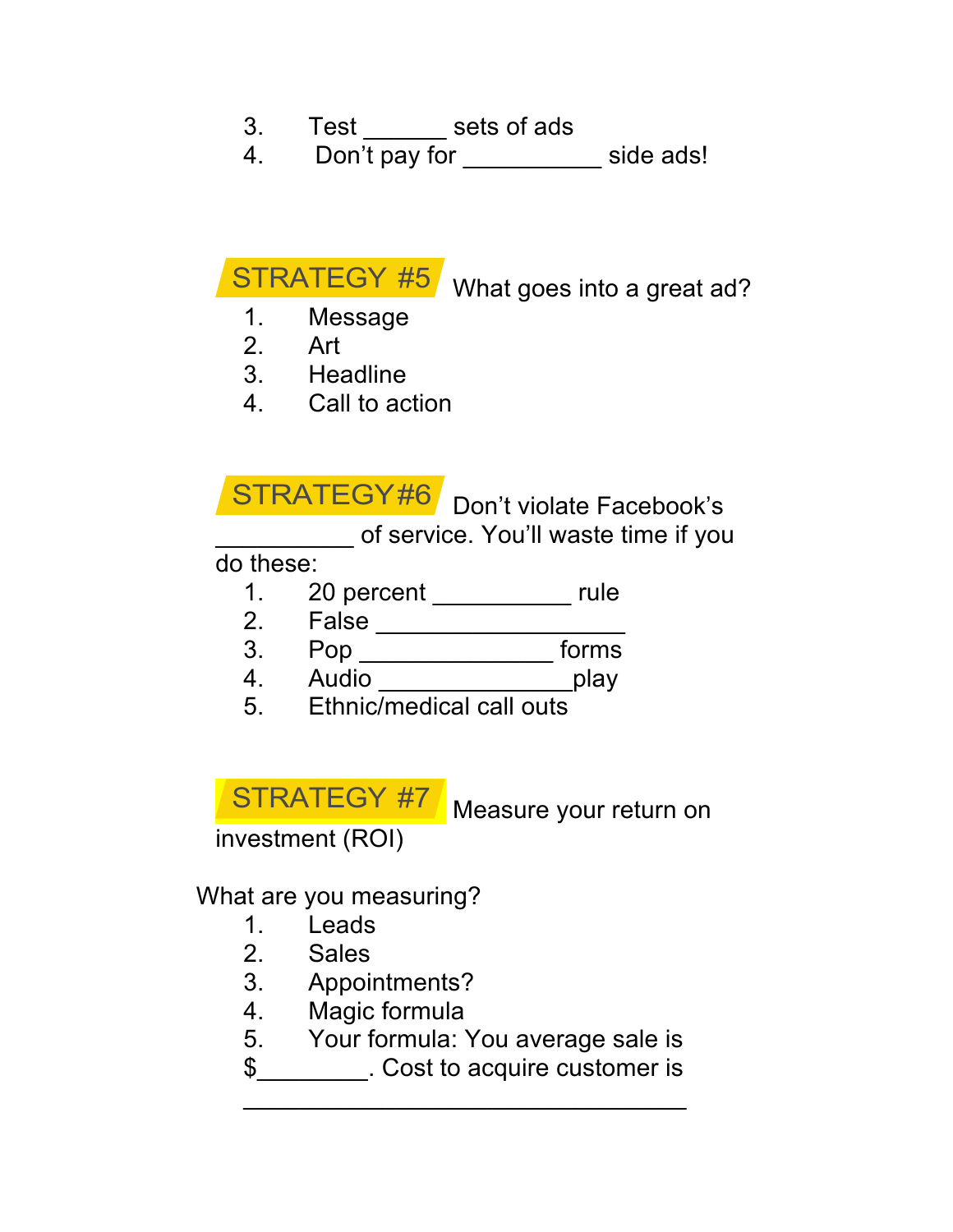3. Test _______ sets of ads
4. Don't pay for ___________ side ads!

**STRATEGY #5** What goes into a great ad?

1. Message
2. Art
3. Headline
4. Call to action

**STRATEGY#6** Don't violate Facebook's ___________ of service. You'll waste time if you do these:

1. 20 percent ___________ rule
2. False ___________________
3. Pop _______________ forms
4. Audio _______________play
5. Ethnic/medical call outs

**STRATEGY #7** Measure your return on investment (ROI)

What are you measuring?

1. Leads
2. Sales
3. Appointments?
4. Magic formula
5. Your formula: You average sale is $_________. Cost to acquire customer is ___________________________________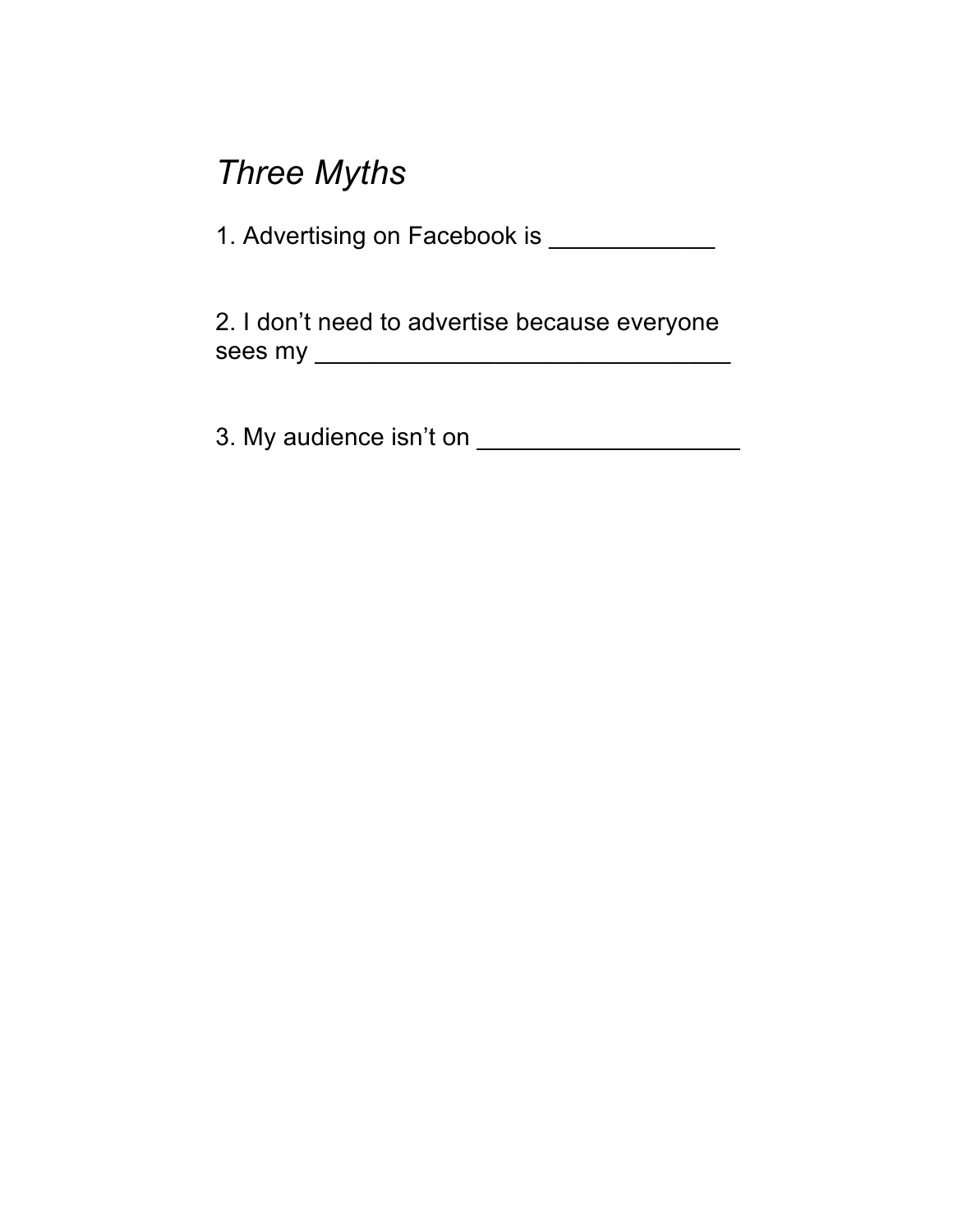## *Three Myths*

1. Advertising on Facebook is ____________

2. I don't need to advertise because everyone sees my ______________________________

3. My audience isn't on ___________________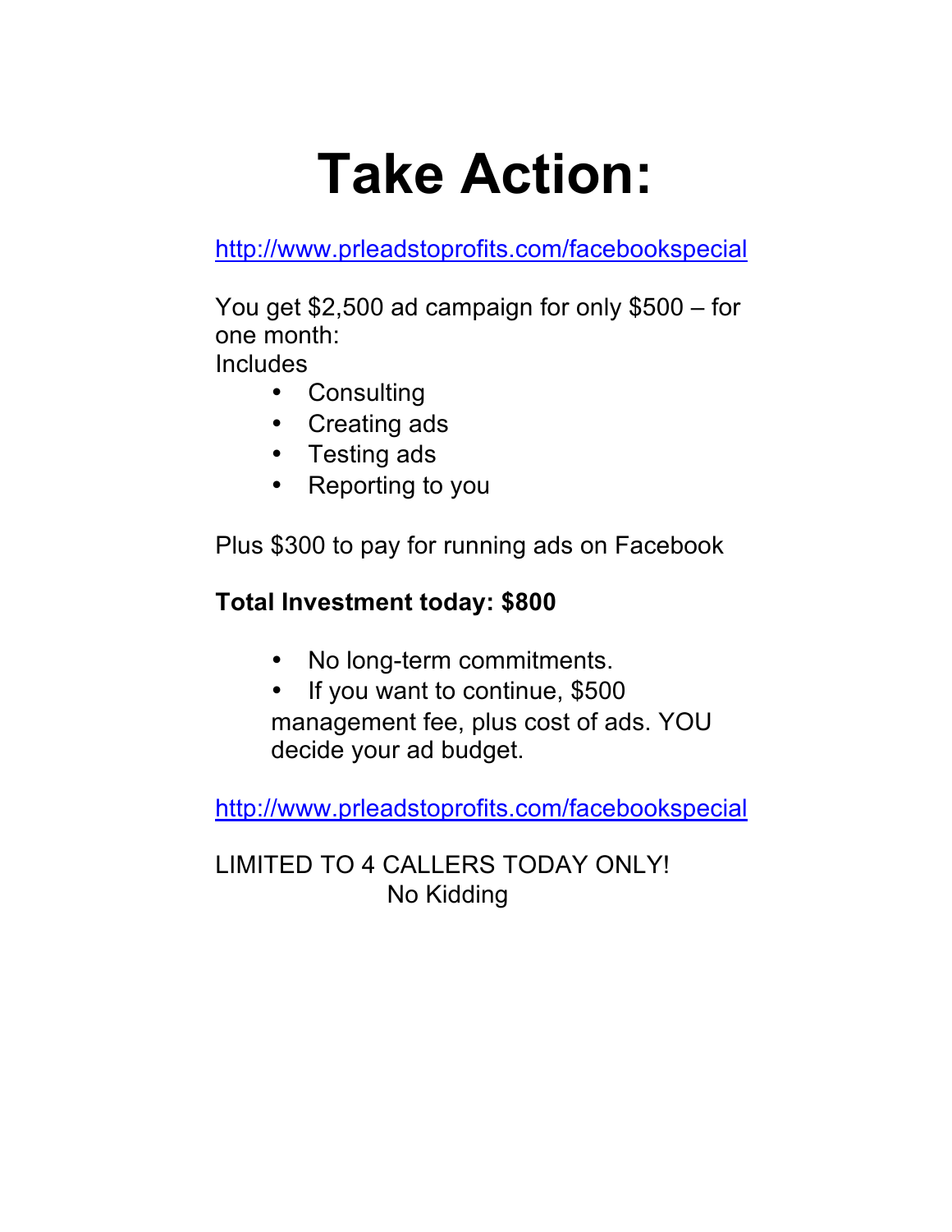# Take Action:

http://www.prleadstoprofits.com/facebookspecial

You get $2,500 ad campaign for only $500 – for one month:
Includes

- Consulting
- Creating ads
- Testing ads
- Reporting to you

Plus $300 to pay for running ads on Facebook

**Total Investment today: $800**

- No long-term commitments.
- If you want to continue, $500 management fee, plus cost of ads. YOU decide your ad budget.

http://www.prleadstoprofits.com/facebookspecial

LIMITED TO 4 CALLERS TODAY ONLY!
No Kidding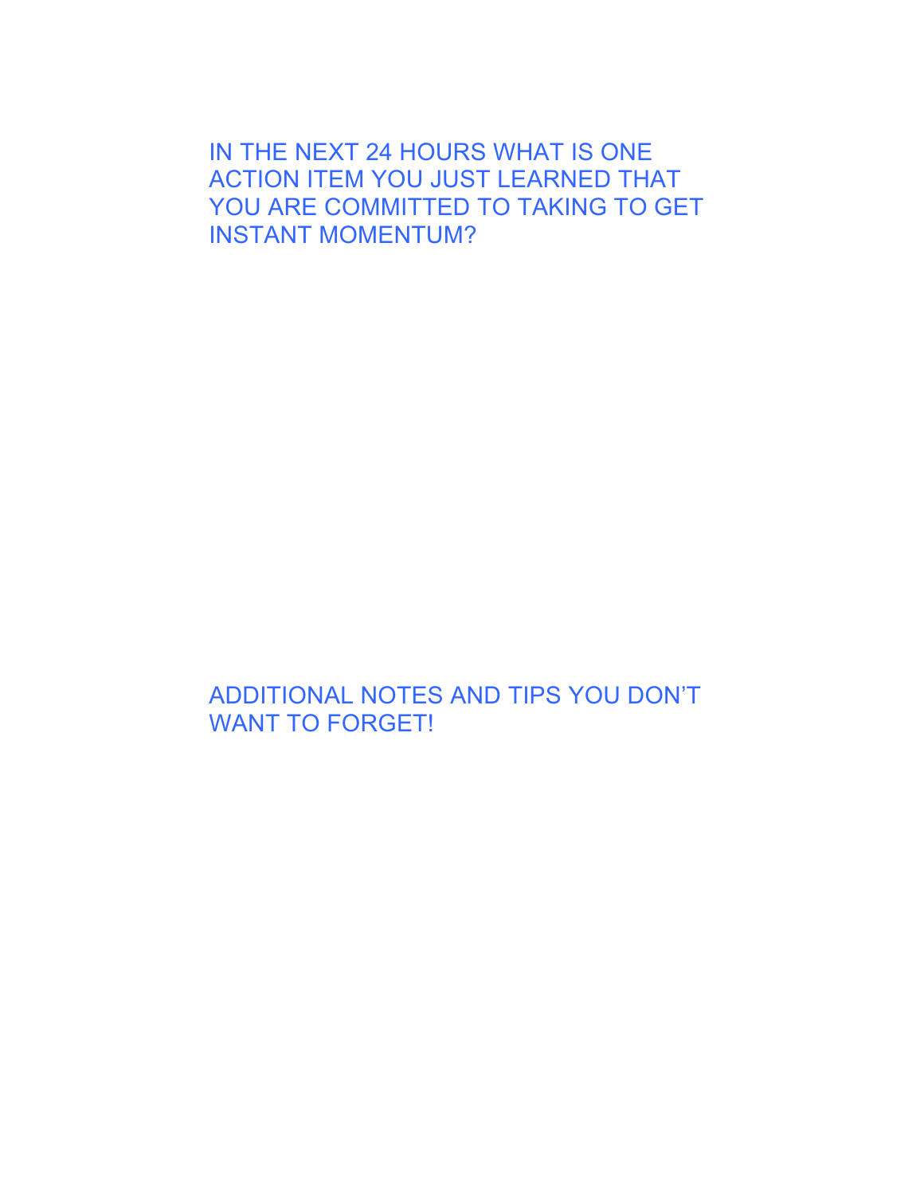IN THE NEXT 24 HOURS WHAT IS ONE ACTION ITEM YOU JUST LEARNED THAT YOU ARE COMMITTED TO TAKING TO GET INSTANT MOMENTUM?

ADDITIONAL NOTES AND TIPS YOU DON'T WANT TO FORGET!